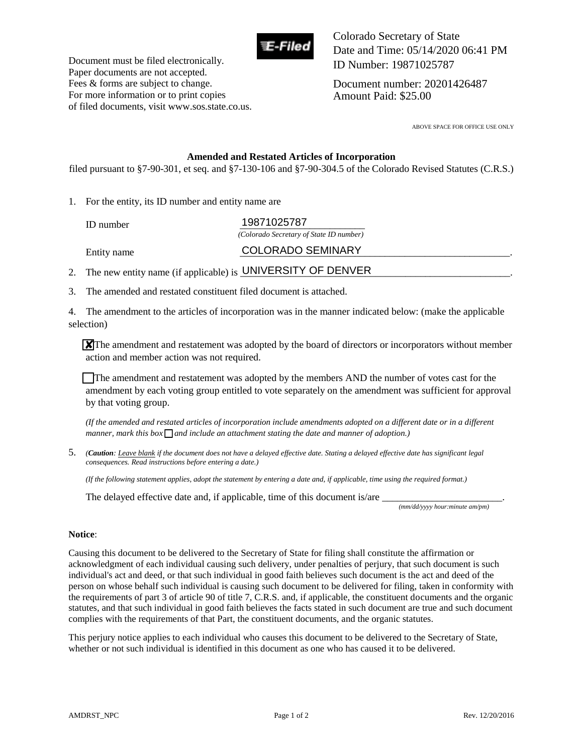Document must be filed electronically.
Paper documents are not accepted.
Fees & forms are subject to change.
For more information or to print copies
of filed documents, visit www.sos.state.co.us.

E-Filed

Colorado Secretary of State
Date and Time: 05/14/2020 06:41 PM
ID Number: 19871025787

Document number: 20201426487
Amount Paid: $25.00

ABOVE SPACE FOR OFFICE USE ONLY

## Amended and Restated Articles of Incorporation

filed pursuant to §7-90-301, et seq. and §7-130-106 and §7-90-304.5 of the Colorado Revised Statutes (C.R.S.)

1. For the entity, its ID number and entity name are

   ID number: 19871025787
   *(Colorado Secretary of State ID number)*

   Entity name: COLORADO SEMINARY

2. The new entity name (if applicable) is UNIVERSITY OF DENVER.

3. The amended and restated constituent filed document is attached.

4. The amendment to the articles of incorporation was in the manner indicated below: (make the applicable selection)

   ☒ The amendment and restatement was adopted by the board of directors or incorporators without member action and member action was not required.

   ☐ The amendment and restatement was adopted by the members AND the number of votes cast for the amendment by each voting group entitled to vote separately on the amendment was sufficient for approval by that voting group.

   *(If the amended and restated articles of incorporation include amendments adopted on a different date or in a different manner, mark this box ☐ and include an attachment stating the date and manner of adoption.)*

5. *(**Caution**: Leave blank if the document does not have a delayed effective date. Stating a delayed effective date has significant legal consequences. Read instructions before entering a date.)*

   *(If the following statement applies, adopt the statement by entering a date and, if applicable, time using the required format.)*

   The delayed effective date and, if applicable, time of this document is/are \_\_\_\_\_\_\_\_\_\_\_\_\_\_\_\_\_\_\_\_\_\_\_\_.
   *(mm/dd/yyyy hour:minute am/pm)*

**Notice**:

Causing this document to be delivered to the Secretary of State for filing shall constitute the affirmation or acknowledgment of each individual causing such delivery, under penalties of perjury, that such document is such individual's act and deed, or that such individual in good faith believes such document is the act and deed of the person on whose behalf such individual is causing such document to be delivered for filing, taken in conformity with the requirements of part 3 of article 90 of title 7, C.R.S. and, if applicable, the constituent documents and the organic statutes, and that such individual in good faith believes the facts stated in such document are true and such document complies with the requirements of that Part, the constituent documents, and the organic statutes.

This perjury notice applies to each individual who causes this document to be delivered to the Secretary of State, whether or not such individual is identified in this document as one who has caused it to be delivered.

AMDRST_NPC Rev. 12/20/2016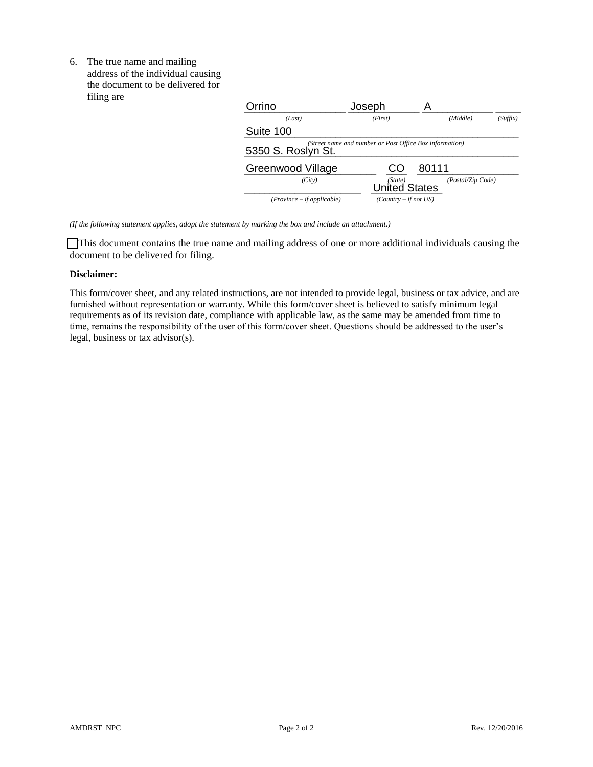6. The true name and mailing address of the individual causing the document to be delivered for filing are

| Orrino | Joseph | A | |
|---|---|---|---|
| *(Last)* | *(First)* | *(Middle)* | *(Suffix)* |

Suite 100

5350 S. Roslyn St.

*(Street name and number or Post Office Box information)*

| Greenwood Village | CO | 80111 |
|---|---|---|
| *(City)* | *(State)* | *(Postal/Zip Code)* |

| | United States |
|---|---|
| *(Province – if applicable)* | *(Country – if not US)* |

*(If the following statement applies, adopt the statement by marking the box and include an attachment.)*

☐ This document contains the true name and mailing address of one or more additional individuals causing the document to be delivered for filing.

**Disclaimer:**

This form/cover sheet, and any related instructions, are not intended to provide legal, business or tax advice, and are furnished without representation or warranty. While this form/cover sheet is believed to satisfy minimum legal requirements as of its revision date, compliance with applicable law, as the same may be amended from time to time, remains the responsibility of the user of this form/cover sheet. Questions should be addressed to the user's legal, business or tax advisor(s).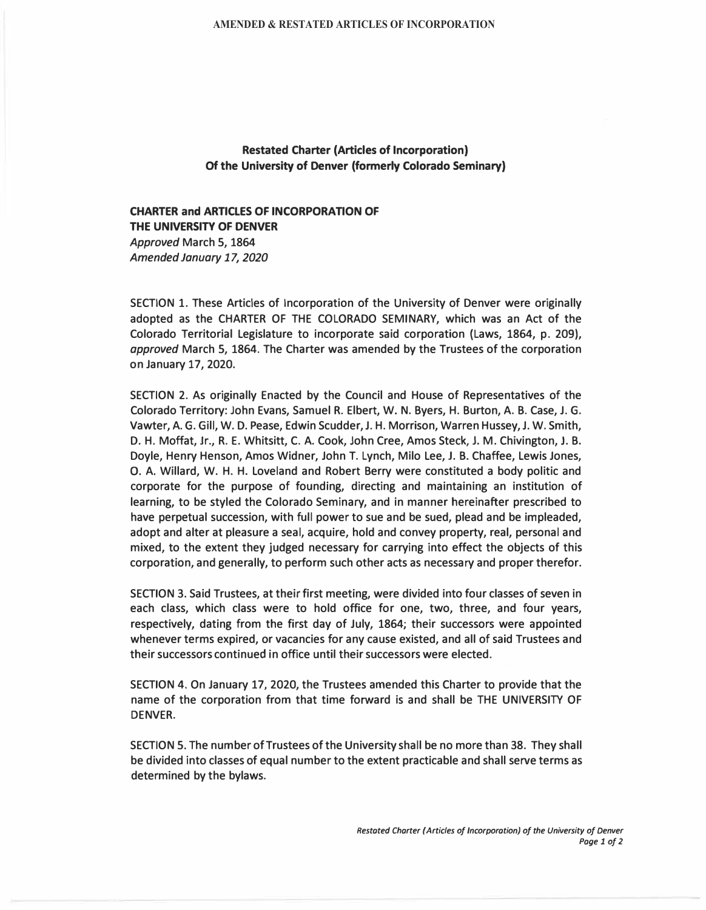**Restated Charter (Articles of Incorporation) Of the University of Denver (formerly Colorado Seminary)**

**CHARTER and ARTICLES OF INCORPORATION OF THE UNIVERSITY OF DENVER**
*Approved* March 5, 1864
*Amended January 17, 2020*

SECTION 1. These Articles of Incorporation of the University of Denver were originally adopted as the CHARTER OF THE COLORADO SEMINARY, which was an Act of the Colorado Territorial Legislature to incorporate said corporation (Laws, 1864, p. 209), *approved* March 5, 1864. The Charter was amended by the Trustees of the corporation on January 17, 2020.

SECTION 2. As originally Enacted by the Council and House of Representatives of the Colorado Territory: John Evans, Samuel R. Elbert, W. N. Byers, H. Burton, A. B. Case, J. G. Vawter, A. G. Gill, W. D. Pease, Edwin Scudder, J. H. Morrison, Warren Hussey, J. W. Smith, D. H. Moffat, Jr., R. E. Whitsitt, C. A. Cook, John Cree, Amos Steck, J. M. Chivington, J. B. Doyle, Henry Henson, Amos Widner, John T. Lynch, Milo Lee, J. B. Chaffee, Lewis Jones, O. A. Willard, W. H. H. Loveland and Robert Berry were constituted a body politic and corporate for the purpose of founding, directing and maintaining an institution of learning, to be styled the Colorado Seminary, and in manner hereinafter prescribed to have perpetual succession, with full power to sue and be sued, plead and be impleaded, adopt and alter at pleasure a seal, acquire, hold and convey property, real, personal and mixed, to the extent they judged necessary for carrying into effect the objects of this corporation, and generally, to perform such other acts as necessary and proper therefor.

SECTION 3. Said Trustees, at their first meeting, were divided into four classes of seven in each class, which class were to hold office for one, two, three, and four years, respectively, dating from the first day of July, 1864; their successors were appointed whenever terms expired, or vacancies for any cause existed, and all of said Trustees and their successors continued in office until their successors were elected.

SECTION 4. On January 17, 2020, the Trustees amended this Charter to provide that the name of the corporation from that time forward is and shall be THE UNIVERSITY OF DENVER.

SECTION 5. The number of Trustees of the University shall be no more than 38. They shall be divided into classes of equal number to the extent practicable and shall serve terms as determined by the bylaws.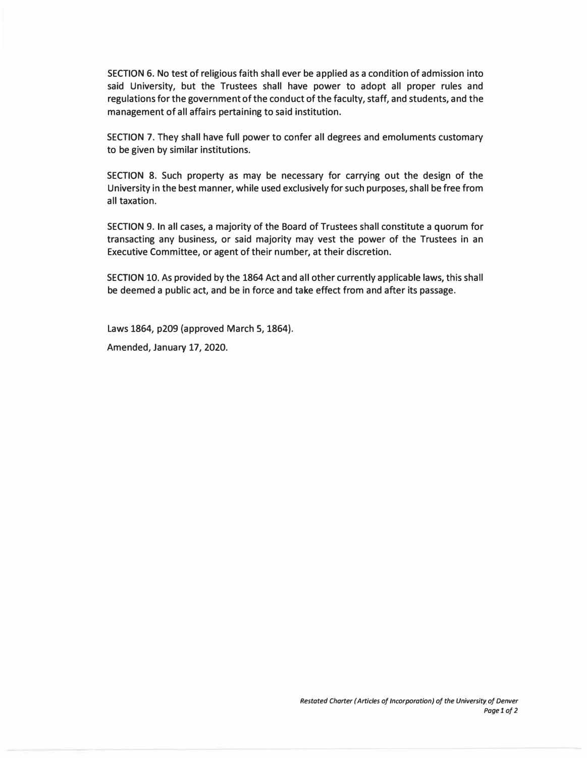SECTION 6. No test of religious faith shall ever be applied as a condition of admission into said University, but the Trustees shall have power to adopt all proper rules and regulations for the government of the conduct of the faculty, staff, and students, and the management of all affairs pertaining to said institution.

SECTION 7. They shall have full power to confer all degrees and emoluments customary to be given by similar institutions.

SECTION 8. Such property as may be necessary for carrying out the design of the University in the best manner, while used exclusively for such purposes, shall be free from all taxation.

SECTION 9. In all cases, a majority of the Board of Trustees shall constitute a quorum for transacting any business, or said majority may vest the power of the Trustees in an Executive Committee, or agent of their number, at their discretion.

SECTION 10. As provided by the 1864 Act and all other currently applicable laws, this shall be deemed a public act, and be in force and take effect from and after its passage.

Laws 1864, p209 (approved March 5, 1864).

Amended, January 17, 2020.